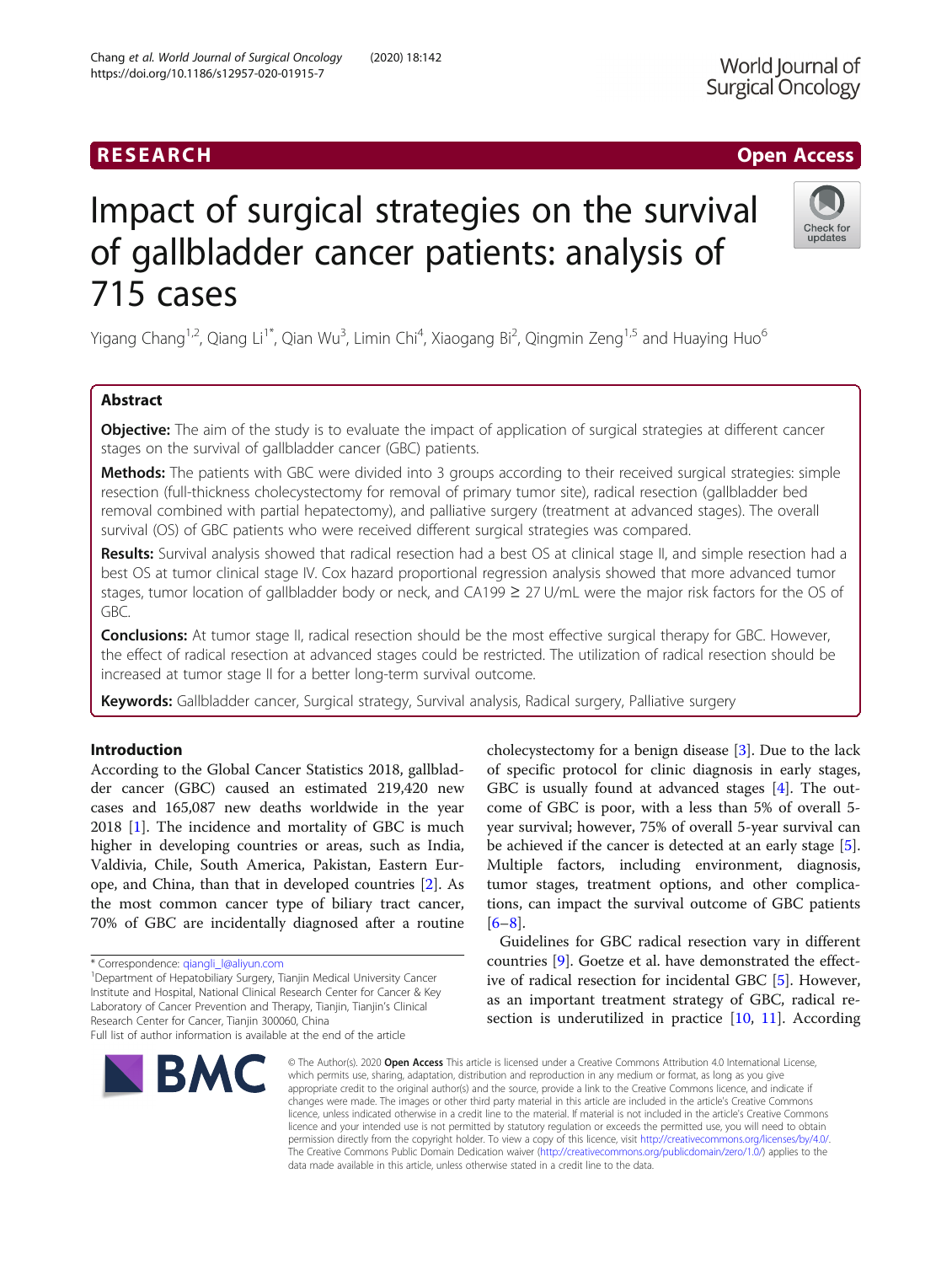RESEARCH

Open Access

# Impact of surgical strategies on the survival of gallbladder cancer patients: analysis of 715 cases

Yigang Chang[1,2], Qiang Li[1*], Qian Wu[3], Limin Chi[4], Xiaogang Bi[2], Qingmin Zeng[1,5] and Huaying Huo[6]

## Abstract

**Objective:** The aim of the study is to evaluate the impact of application of surgical strategies at different cancer stages on the survival of gallbladder cancer (GBC) patients.

**Methods:** The patients with GBC were divided into 3 groups according to their received surgical strategies: simple resection (full-thickness cholecystectomy for removal of primary tumor site), radical resection (gallbladder bed removal combined with partial hepatectomy), and palliative surgery (treatment at advanced stages). The overall survival (OS) of GBC patients who were received different surgical strategies was compared.

**Results:** Survival analysis showed that radical resection had a best OS at clinical stage II, and simple resection had a best OS at tumor clinical stage IV. Cox hazard proportional regression analysis showed that more advanced tumor stages, tumor location of gallbladder body or neck, and CA199 ≥ 27 U/mL were the major risk factors for the OS of GBC.

**Conclusions:** At tumor stage II, radical resection should be the most effective surgical therapy for GBC. However, the effect of radical resection at advanced stages could be restricted. The utilization of radical resection should be increased at tumor stage II for a better long-term survival outcome.

**Keywords:** Gallbladder cancer, Surgical strategy, Survival analysis, Radical surgery, Palliative surgery

## Introduction

According to the Global Cancer Statistics 2018, gallbladder cancer (GBC) caused an estimated 219,420 new cases and 165,087 new deaths worldwide in the year 2018 [1]. The incidence and mortality of GBC is much higher in developing countries or areas, such as India, Valdivia, Chile, South America, Pakistan, Eastern Europe, and China, than that in developed countries [2]. As the most common cancer type of biliary tract cancer, 70% of GBC are incidentally diagnosed after a routine cholecystectomy for a benign disease [3]. Due to the lack of specific protocol for clinic diagnosis in early stages, GBC is usually found at advanced stages [4]. The outcome of GBC is poor, with a less than 5% of overall 5-year survival; however, 75% of overall 5-year survival can be achieved if the cancer is detected at an early stage [5]. Multiple factors, including environment, diagnosis, tumor stages, treatment options, and other complications, can impact the survival outcome of GBC patients [6–8].

Guidelines for GBC radical resection vary in different countries [9]. Goetze et al. have demonstrated the effective of radical resection for incidental GBC [5]. However, as an important treatment strategy of GBC, radical resection is underutilized in practice [10, 11]. According

\* Correspondence: qiangli_l@aliyun.com
[1]Department of Hepatobiliary Surgery, Tianjin Medical University Cancer Institute and Hospital, National Clinical Research Center for Cancer & Key Laboratory of Cancer Prevention and Therapy, Tianjin, Tianjin's Clinical Research Center for Cancer, Tianjin 300060, China
Full list of author information is available at the end of the article

© The Author(s). 2020 **Open Access** This article is licensed under a Creative Commons Attribution 4.0 International License, which permits use, sharing, adaptation, distribution and reproduction in any medium or format, as long as you give appropriate credit to the original author(s) and the source, provide a link to the Creative Commons licence, and indicate if changes were made. The images or other third party material in this article are included in the article's Creative Commons licence, unless indicated otherwise in a credit line to the material. If material is not included in the article's Creative Commons licence and your intended use is not permitted by statutory regulation or exceeds the permitted use, you will need to obtain permission directly from the copyright holder. To view a copy of this licence, visit http://creativecommons.org/licenses/by/4.0/. The Creative Commons Public Domain Dedication waiver (http://creativecommons.org/publicdomain/zero/1.0/) applies to the data made available in this article, unless otherwise stated in a credit line to the data.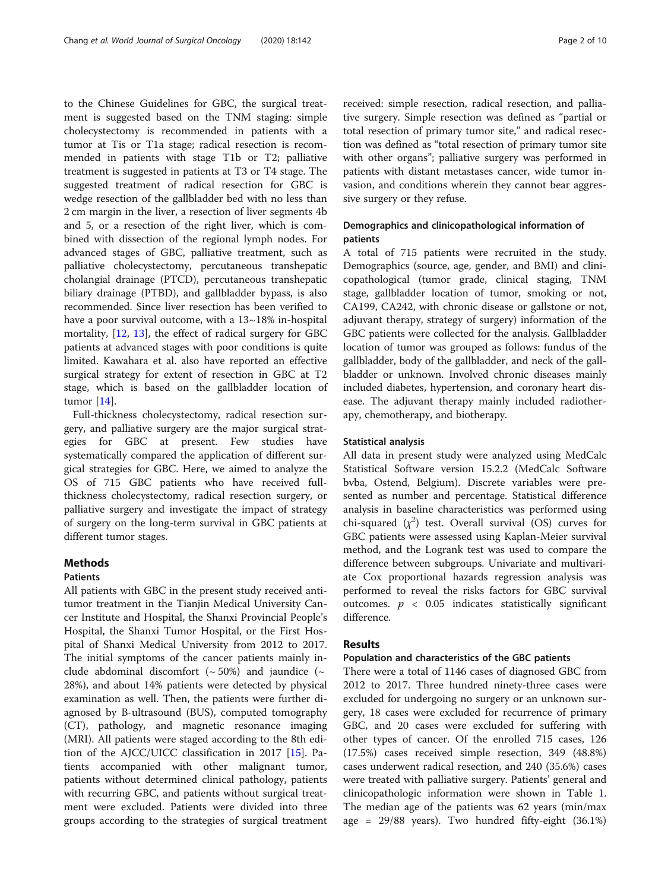to the Chinese Guidelines for GBC, the surgical treatment is suggested based on the TNM staging: simple cholecystectomy is recommended in patients with a tumor at Tis or T1a stage; radical resection is recommended in patients with stage T1b or T2; palliative treatment is suggested in patients at T3 or T4 stage. The suggested treatment of radical resection for GBC is wedge resection of the gallbladder bed with no less than 2 cm margin in the liver, a resection of liver segments 4b and 5, or a resection of the right liver, which is combined with dissection of the regional lymph nodes. For advanced stages of GBC, palliative treatment, such as palliative cholecystectomy, percutaneous transhepatic cholangial drainage (PTCD), percutaneous transhepatic biliary drainage (PTBD), and gallbladder bypass, is also recommended. Since liver resection has been verified to have a poor survival outcome, with a 13~18% in-hospital mortality, [12, 13], the effect of radical surgery for GBC patients at advanced stages with poor conditions is quite limited. Kawahara et al. also have reported an effective surgical strategy for extent of resection in GBC at T2 stage, which is based on the gallbladder location of tumor [14].

Full-thickness cholecystectomy, radical resection surgery, and palliative surgery are the major surgical strategies for GBC at present. Few studies have systematically compared the application of different surgical strategies for GBC. Here, we aimed to analyze the OS of 715 GBC patients who have received full-thickness cholecystectomy, radical resection surgery, or palliative surgery and investigate the impact of strategy of surgery on the long-term survival in GBC patients at different tumor stages.

## Methods

### Patients

All patients with GBC in the present study received anti-tumor treatment in the Tianjin Medical University Cancer Institute and Hospital, the Shanxi Provincial People's Hospital, the Shanxi Tumor Hospital, or the First Hospital of Shanxi Medical University from 2012 to 2017. The initial symptoms of the cancer patients mainly include abdominal discomfort (~ 50%) and jaundice (~ 28%), and about 14% patients were detected by physical examination as well. Then, the patients were further diagnosed by B-ultrasound (BUS), computed tomography (CT), pathology, and magnetic resonance imaging (MRI). All patients were staged according to the 8th edition of the AJCC/UICC classification in 2017 [15]. Patients accompanied with other malignant tumor, patients without determined clinical pathology, patients with recurring GBC, and patients without surgical treatment were excluded. Patients were divided into three groups according to the strategies of surgical treatment received: simple resection, radical resection, and palliative surgery. Simple resection was defined as "partial or total resection of primary tumor site," and radical resection was defined as "total resection of primary tumor site with other organs"; palliative surgery was performed in patients with distant metastases cancer, wide tumor invasion, and conditions wherein they cannot bear aggressive surgery or they refuse.

### Demographics and clinicopathological information of patients

A total of 715 patients were recruited in the study. Demographics (source, age, gender, and BMI) and clinicopathological (tumor grade, clinical staging, TNM stage, gallbladder location of tumor, smoking or not, CA199, CA242, with chronic disease or gallstone or not, adjuvant therapy, strategy of surgery) information of the GBC patients were collected for the analysis. Gallbladder location of tumor was grouped as follows: fundus of the gallbladder, body of the gallbladder, and neck of the gallbladder or unknown. Involved chronic diseases mainly included diabetes, hypertension, and coronary heart disease. The adjuvant therapy mainly included radiotherapy, chemotherapy, and biotherapy.

### Statistical analysis

All data in present study were analyzed using MedCalc Statistical Software version 15.2.2 (MedCalc Software bvba, Ostend, Belgium). Discrete variables were presented as number and percentage. Statistical difference analysis in baseline characteristics was performed using chi-squared ($\chi^2$) test. Overall survival (OS) curves for GBC patients were assessed using Kaplan-Meier survival method, and the Logrank test was used to compare the difference between subgroups. Univariate and multivariate Cox proportional hazards regression analysis was performed to reveal the risks factors for GBC survival outcomes. $p < 0.05$ indicates statistically significant difference.

## Results

### Population and characteristics of the GBC patients

There were a total of 1146 cases of diagnosed GBC from 2012 to 2017. Three hundred ninety-three cases were excluded for undergoing no surgery or an unknown surgery, 18 cases were excluded for recurrence of primary GBC, and 20 cases were excluded for suffering with other types of cancer. Of the enrolled 715 cases, 126 (17.5%) cases received simple resection, 349 (48.8%) cases underwent radical resection, and 240 (35.6%) cases were treated with palliative surgery. Patients' general and clinicopathologic information were shown in Table 1. The median age of the patients was 62 years (min/max age = 29/88 years). Two hundred fifty-eight (36.1%)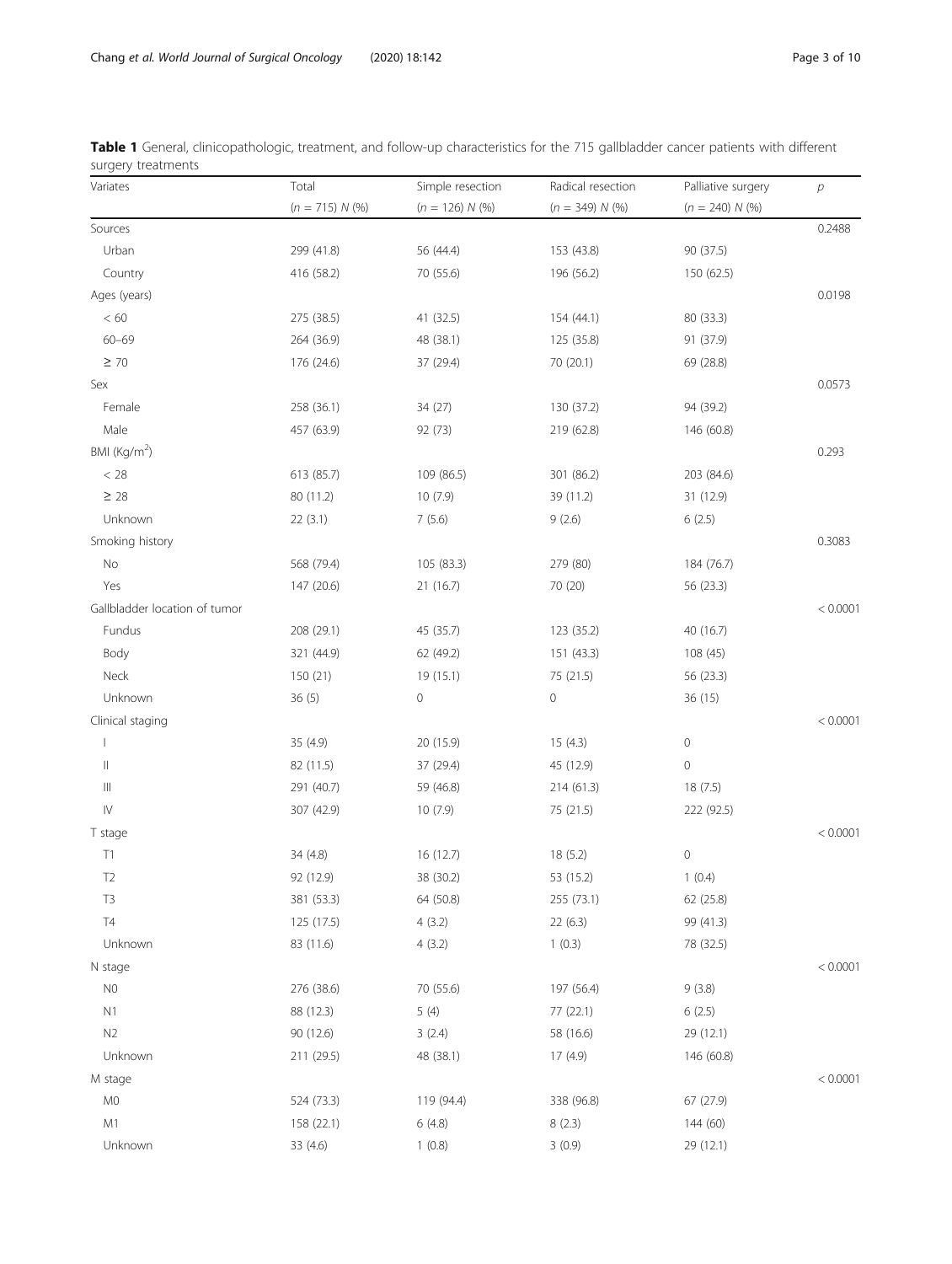**Table 1** General, clinicopathologic, treatment, and follow-up characteristics for the 715 gallbladder cancer patients with different surgery treatments

| Variates | Total<br>(*n* = 715) *N* (%) | Simple resection<br>(*n* = 126) *N* (%) | Radical resection<br>(*n* = 349) *N* (%) | Palliative surgery<br>(*n* = 240) *N* (%) | *p* |
|---|---|---|---|---|---|
| Sources | | | | | 0.2488 |
| Urban | 299 (41.8) | 56 (44.4) | 153 (43.8) | 90 (37.5) | |
| Country | 416 (58.2) | 70 (55.6) | 196 (56.2) | 150 (62.5) | |
| Ages (years) | | | | | 0.0198 |
| < 60 | 275 (38.5) | 41 (32.5) | 154 (44.1) | 80 (33.3) | |
| 60–69 | 264 (36.9) | 48 (38.1) | 125 (35.8) | 91 (37.9) | |
| ≥ 70 | 176 (24.6) | 37 (29.4) | 70 (20.1) | 69 (28.8) | |
| Sex | | | | | 0.0573 |
| Female | 258 (36.1) | 34 (27) | 130 (37.2) | 94 (39.2) | |
| Male | 457 (63.9) | 92 (73) | 219 (62.8) | 146 (60.8) | |
| BMI (Kg/m$^2$) | | | | | 0.293 |
| < 28 | 613 (85.7) | 109 (86.5) | 301 (86.2) | 203 (84.6) | |
| ≥ 28 | 80 (11.2) | 10 (7.9) | 39 (11.2) | 31 (12.9) | |
| Unknown | 22 (3.1) | 7 (5.6) | 9 (2.6) | 6 (2.5) | |
| Smoking history | | | | | 0.3083 |
| No | 568 (79.4) | 105 (83.3) | 279 (80) | 184 (76.7) | |
| Yes | 147 (20.6) | 21 (16.7) | 70 (20) | 56 (23.3) | |
| Gallbladder location of tumor | | | | | < 0.0001 |
| Fundus | 208 (29.1) | 45 (35.7) | 123 (35.2) | 40 (16.7) | |
| Body | 321 (44.9) | 62 (49.2) | 151 (43.3) | 108 (45) | |
| Neck | 150 (21) | 19 (15.1) | 75 (21.5) | 56 (23.3) | |
| Unknown | 36 (5) | 0 | 0 | 36 (15) | |
| Clinical staging | | | | | < 0.0001 |
| I | 35 (4.9) | 20 (15.9) | 15 (4.3) | 0 | |
| II | 82 (11.5) | 37 (29.4) | 45 (12.9) | 0 | |
| III | 291 (40.7) | 59 (46.8) | 214 (61.3) | 18 (7.5) | |
| IV | 307 (42.9) | 10 (7.9) | 75 (21.5) | 222 (92.5) | |
| T stage | | | | | < 0.0001 |
| T1 | 34 (4.8) | 16 (12.7) | 18 (5.2) | 0 | |
| T2 | 92 (12.9) | 38 (30.2) | 53 (15.2) | 1 (0.4) | |
| T3 | 381 (53.3) | 64 (50.8) | 255 (73.1) | 62 (25.8) | |
| T4 | 125 (17.5) | 4 (3.2) | 22 (6.3) | 99 (41.3) | |
| Unknown | 83 (11.6) | 4 (3.2) | 1 (0.3) | 78 (32.5) | |
| N stage | | | | | < 0.0001 |
| N0 | 276 (38.6) | 70 (55.6) | 197 (56.4) | 9 (3.8) | |
| N1 | 88 (12.3) | 5 (4) | 77 (22.1) | 6 (2.5) | |
| N2 | 90 (12.6) | 3 (2.4) | 58 (16.6) | 29 (12.1) | |
| Unknown | 211 (29.5) | 48 (38.1) | 17 (4.9) | 146 (60.8) | |
| M stage | | | | | < 0.0001 |
| M0 | 524 (73.3) | 119 (94.4) | 338 (96.8) | 67 (27.9) | |
| M1 | 158 (22.1) | 6 (4.8) | 8 (2.3) | 144 (60) | |
| Unknown | 33 (4.6) | 1 (0.8) | 3 (0.9) | 29 (12.1) | |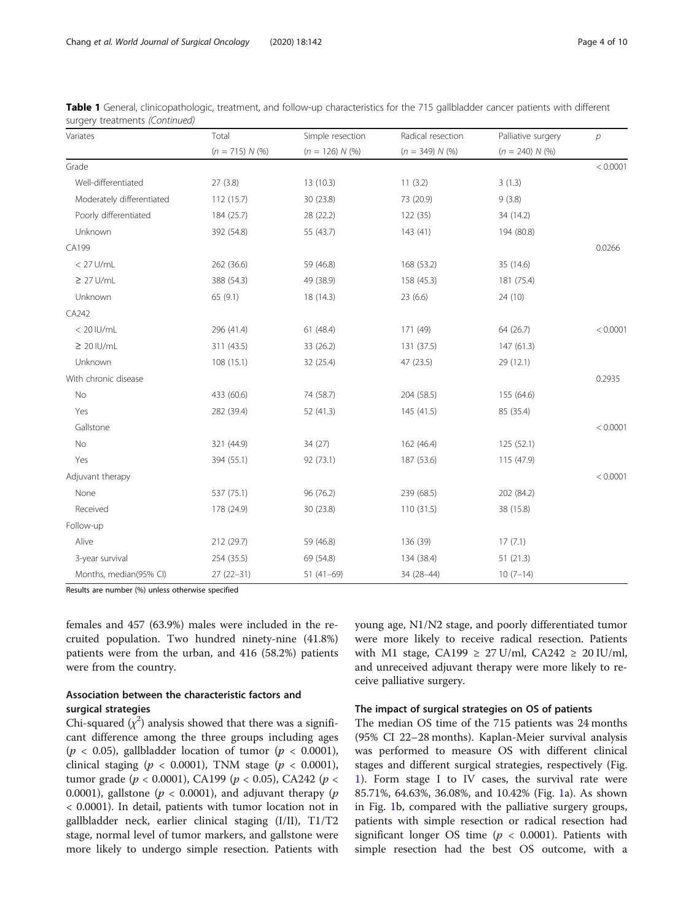**Table 1** General, clinicopathologic, treatment, and follow-up characteristics for the 715 gallbladder cancer patients with different surgery treatments *(Continued)*

| Variates | Total | Simple resection | Radical resection | Palliative surgery | *p* |
|---|---|---|---|---|---|
| | (*n* = 715) *N* (%) | (*n* = 126) *N* (%) | (*n* = 349) *N* (%) | (*n* = 240) *N* (%) | |
| Grade | | | | | < 0.0001 |
| Well-differentiated | 27 (3.8) | 13 (10.3) | 11 (3.2) | 3 (1.3) | |
| Moderately differentiated | 112 (15.7) | 30 (23.8) | 73 (20.9) | 9 (3.8) | |
| Poorly differentiated | 184 (25.7) | 28 (22.2) | 122 (35) | 34 (14.2) | |
| Unknown | 392 (54.8) | 55 (43.7) | 143 (41) | 194 (80.8) | |
| CA199 | | | | | 0.0266 |
| < 27 U/mL | 262 (36.6) | 59 (46.8) | 168 (53.2) | 35 (14.6) | |
| ≥ 27 U/mL | 388 (54.3) | 49 (38.9) | 158 (45.3) | 181 (75.4) | |
| Unknown | 65 (9.1) | 18 (14.3) | 23 (6.6) | 24 (10) | |
| CA242 | | | | | < 0.0001 |
| < 20 IU/mL | 296 (41.4) | 61 (48.4) | 171 (49) | 64 (26.7) | |
| ≥ 20 IU/mL | 311 (43.5) | 33 (26.2) | 131 (37.5) | 147 (61.3) | |
| Unknown | 108 (15.1) | 32 (25.4) | 47 (23.5) | 29 (12.1) | |
| With chronic disease | | | | | 0.2935 |
| No | 433 (60.6) | 74 (58.7) | 204 (58.5) | 155 (64.6) | |
| Yes | 282 (39.4) | 52 (41.3) | 145 (41.5) | 85 (35.4) | |
| Gallstone | | | | | < 0.0001 |
| No | 321 (44.9) | 34 (27) | 162 (46.4) | 125 (52.1) | |
| Yes | 394 (55.1) | 92 (73.1) | 187 (53.6) | 115 (47.9) | |
| Adjuvant therapy | | | | | < 0.0001 |
| None | 537 (75.1) | 96 (76.2) | 239 (68.5) | 202 (84.2) | |
| Received | 178 (24.9) | 30 (23.8) | 110 (31.5) | 38 (15.8) | |
| Follow-up | | | | | |
| Alive | 212 (29.7) | 59 (46.8) | 136 (39) | 17 (7.1) | |
| 3-year survival | 254 (35.5) | 69 (54.8) | 134 (38.4) | 51 (21.3) | |
| Months, median(95% CI) | 27 (22–31) | 51 (41–69) | 34 (28–44) | 10 (7–14) | |

Results are number (%) unless otherwise specified

females and 457 (63.9%) males were included in the recruited population. Two hundred ninety-nine (41.8%) patients were from the urban, and 416 (58.2%) patients were from the country.

## Association between the characteristic factors and surgical strategies

Chi-squared ($\chi^2$) analysis showed that there was a significant difference among the three groups including ages ($p < 0.05$), gallbladder location of tumor ($p < 0.0001$), clinical staging ($p < 0.0001$), TNM stage ($p < 0.0001$), tumor grade ($p < 0.0001$), CA199 ($p < 0.05$), CA242 ($p < 0.0001$), gallstone ($p < 0.0001$), and adjuvant therapy ($p < 0.0001$). In detail, patients with tumor location not in gallbladder neck, earlier clinical staging (I/II), T1/T2 stage, normal level of tumor markers, and gallstone were more likely to undergo simple resection. Patients with young age, N1/N2 stage, and poorly differentiated tumor were more likely to receive radical resection. Patients with M1 stage, CA199 ≥ 27 U/ml, CA242 ≥ 20 IU/ml, and unreceived adjuvant therapy were more likely to receive palliative surgery.

## The impact of surgical strategies on OS of patients

The median OS time of the 715 patients was 24 months (95% CI 22–28 months). Kaplan-Meier survival analysis was performed to measure OS with different clinical stages and different surgical strategies, respectively (Fig. 1). Form stage I to IV cases, the survival rate were 85.71%, 64.63%, 36.08%, and 10.42% (Fig. 1a). As shown in Fig. 1b, compared with the palliative surgery groups, patients with simple resection or radical resection had significant longer OS time ($p < 0.0001$). Patients with simple resection had the best OS outcome, with a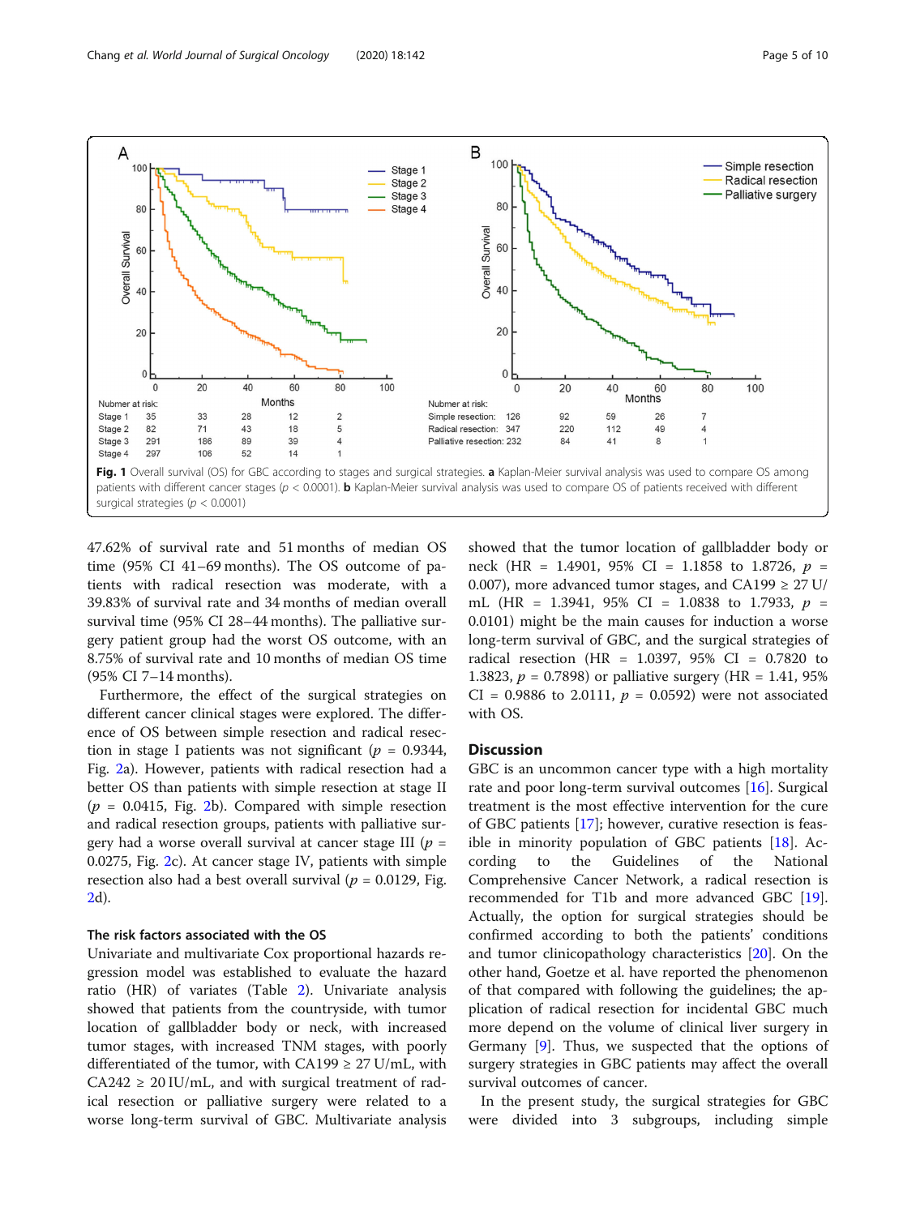Fig. 1 Overall survival (OS) for GBC according to stages and surgical strategies. **a** Kaplan-Meier survival analysis was used to compare OS among patients with different cancer stages ($p < 0.0001$). **b** Kaplan-Meier survival analysis was used to compare OS of patients received with different surgical strategies ($p < 0.0001$)

47.62% of survival rate and 51 months of median OS time (95% CI 41–69 months). The OS outcome of patients with radical resection was moderate, with a 39.83% of survival rate and 34 months of median overall survival time (95% CI 28–44 months). The palliative surgery patient group had the worst OS outcome, with an 8.75% of survival rate and 10 months of median OS time (95% CI 7–14 months).

Furthermore, the effect of the surgical strategies on different cancer clinical stages were explored. The difference of OS between simple resection and radical resection in stage I patients was not significant ($p = 0.9344$, Fig. 2a). However, patients with radical resection had a better OS than patients with simple resection at stage II ($p = 0.0415$, Fig. 2b). Compared with simple resection and radical resection groups, patients with palliative surgery had a worse overall survival at cancer stage III ($p = 0.0275$, Fig. 2c). At cancer stage IV, patients with simple resection also had a best overall survival ($p = 0.0129$, Fig. 2d).

### The risk factors associated with the OS

Univariate and multivariate Cox proportional hazards regression model was established to evaluate the hazard ratio (HR) of variates (Table 2). Univariate analysis showed that patients from the countryside, with tumor location of gallbladder body or neck, with increased tumor stages, with increased TNM stages, with poorly differentiated of the tumor, with CA199 ≥ 27 U/mL, with CA242 ≥ 20 IU/mL, and with surgical treatment of radical resection or palliative surgery were related to a worse long-term survival of GBC. Multivariate analysis showed that the tumor location of gallbladder body or neck (HR = 1.4901, 95% CI = 1.1858 to 1.8726, $p = 0.007$), more advanced tumor stages, and CA199 ≥ 27 U/mL (HR = 1.3941, 95% CI = 1.0838 to 1.7933, $p = 0.0101$) might be the main causes for induction a worse long-term survival of GBC, and the surgical strategies of radical resection (HR = 1.0397, 95% CI = 0.7820 to 1.3823, $p = 0.7898$) or palliative surgery (HR = 1.41, 95% CI = 0.9886 to 2.0111, $p = 0.0592$) were not associated with OS.

## Discussion

GBC is an uncommon cancer type with a high mortality rate and poor long-term survival outcomes [16]. Surgical treatment is the most effective intervention for the cure of GBC patients [17]; however, curative resection is feasible in minority population of GBC patients [18]. According to the Guidelines of the National Comprehensive Cancer Network, a radical resection is recommended for T1b and more advanced GBC [19]. Actually, the option for surgical strategies should be confirmed according to both the patients' conditions and tumor clinicopathology characteristics [20]. On the other hand, Goetze et al. have reported the phenomenon of that compared with following the guidelines; the application of radical resection for incidental GBC much more depend on the volume of clinical liver surgery in Germany [9]. Thus, we suspected that the options of surgery strategies in GBC patients may affect the overall survival outcomes of cancer.

In the present study, the surgical strategies for GBC were divided into 3 subgroups, including simple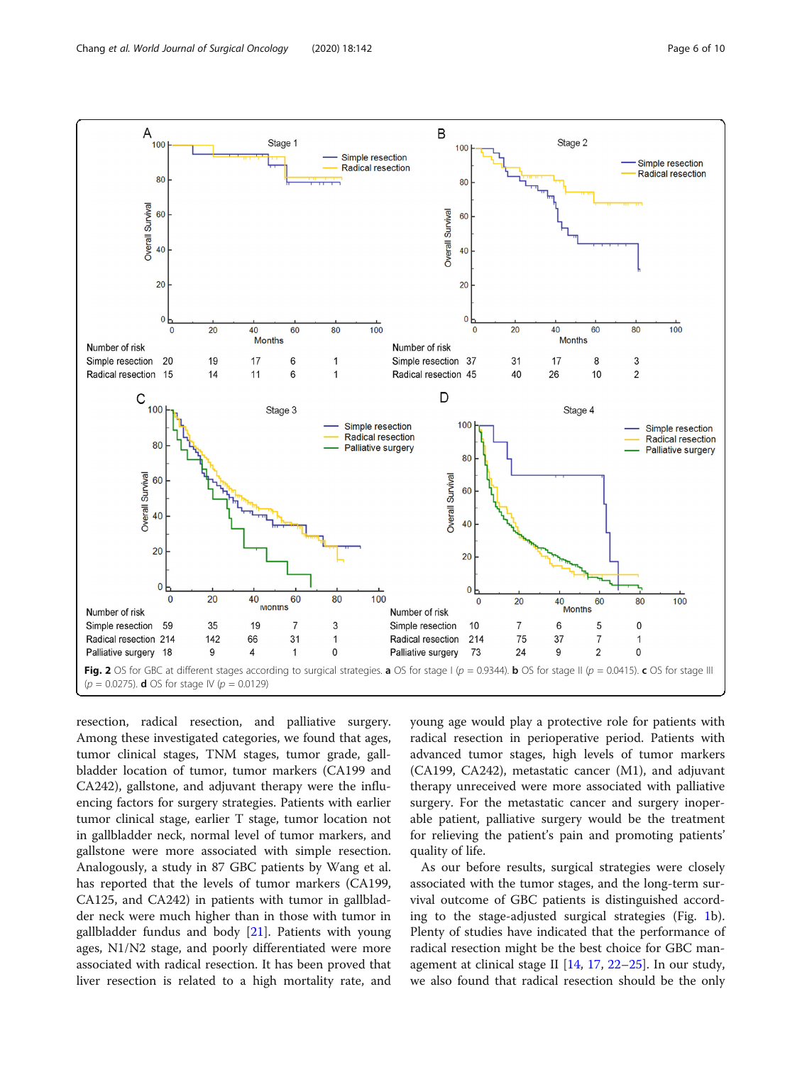**Fig. 2** OS for GBC at different stages according to surgical strategies. **a** OS for stage I ($p = 0.9344$). **b** OS for stage II ($p = 0.0415$). **c** OS for stage III ($p = 0.0275$). **d** OS for stage IV ($p = 0.0129$)

resection, radical resection, and palliative surgery. Among these investigated categories, we found that ages, tumor clinical stages, TNM stages, tumor grade, gallbladder location of tumor, tumor markers (CA199 and CA242), gallstone, and adjuvant therapy were the influencing factors for surgery strategies. Patients with earlier tumor clinical stage, earlier T stage, tumor location not in gallbladder neck, normal level of tumor markers, and gallstone were more associated with simple resection. Analogously, a study in 87 GBC patients by Wang et al. has reported that the levels of tumor markers (CA199, CA125, and CA242) in patients with tumor in gallbladder neck were much higher than in those with tumor in gallbladder fundus and body [21]. Patients with young ages, N1/N2 stage, and poorly differentiated were more associated with radical resection. It has been proved that liver resection is related to a high mortality rate, and young age would play a protective role for patients with radical resection in perioperative period. Patients with advanced tumor stages, high levels of tumor markers (CA199, CA242), metastatic cancer (M1), and adjuvant therapy unreceived were more associated with palliative surgery. For the metastatic cancer and surgery inoperable patient, palliative surgery would be the treatment for relieving the patient's pain and promoting patients' quality of life.

As our before results, surgical strategies were closely associated with the tumor stages, and the long-term survival outcome of GBC patients is distinguished according to the stage-adjusted surgical strategies (Fig. 1b). Plenty of studies have indicated that the performance of radical resection might be the best choice for GBC management at clinical stage II [14, 17, 22–25]. In our study, we also found that radical resection should be the only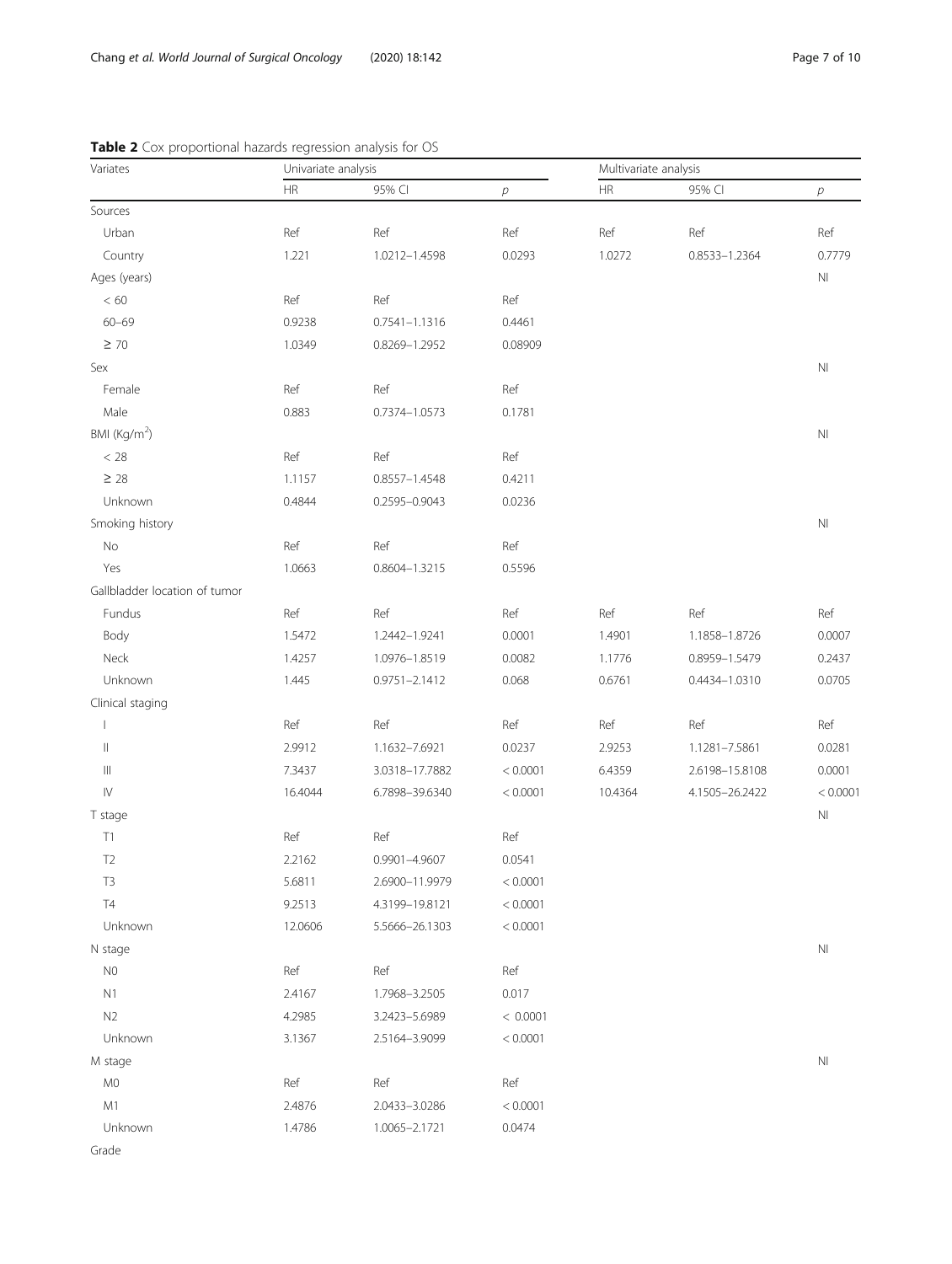**Table 2** Cox proportional hazards regression analysis for OS

| Variates | Univariate analysis | | | Multivariate analysis | | |
|---|---|---|---|---|---|---|
| | HR | 95% CI | *p* | HR | 95% CI | *p* |
| Sources | | | | | | |
| Urban | Ref | Ref | Ref | Ref | Ref | Ref |
| Country | 1.221 | 1.0212–1.4598 | 0.0293 | 1.0272 | 0.8533–1.2364 | 0.7779 |
| Ages (years) | | | | | | NI |
| < 60 | Ref | Ref | Ref | | | |
| 60–69 | 0.9238 | 0.7541–1.1316 | 0.4461 | | | |
| ≥ 70 | 1.0349 | 0.8269–1.2952 | 0.08909 | | | |
| Sex | | | | | | NI |
| Female | Ref | Ref | Ref | | | |
| Male | 0.883 | 0.7374–1.0573 | 0.1781 | | | |
| BMI (Kg/m$^2$) | | | | | | NI |
| < 28 | Ref | Ref | Ref | | | |
| ≥ 28 | 1.1157 | 0.8557–1.4548 | 0.4211 | | | |
| Unknown | 0.4844 | 0.2595–0.9043 | 0.0236 | | | |
| Smoking history | | | | | | NI |
| No | Ref | Ref | Ref | | | |
| Yes | 1.0663 | 0.8604–1.3215 | 0.5596 | | | |
| Gallbladder location of tumor | | | | | | |
| Fundus | Ref | Ref | Ref | Ref | Ref | Ref |
| Body | 1.5472 | 1.2442–1.9241 | 0.0001 | 1.4901 | 1.1858–1.8726 | 0.0007 |
| Neck | 1.4257 | 1.0976–1.8519 | 0.0082 | 1.1776 | 0.8959–1.5479 | 0.2437 |
| Unknown | 1.445 | 0.9751–2.1412 | 0.068 | 0.6761 | 0.4434–1.0310 | 0.0705 |
| Clinical staging | | | | | | |
| I | Ref | Ref | Ref | Ref | Ref | Ref |
| II | 2.9912 | 1.1632–7.6921 | 0.0237 | 2.9253 | 1.1281–7.5861 | 0.0281 |
| III | 7.3437 | 3.0318–17.7882 | < 0.0001 | 6.4359 | 2.6198–15.8108 | 0.0001 |
| IV | 16.4044 | 6.7898–39.6340 | < 0.0001 | 10.4364 | 4.1505–26.2422 | < 0.0001 |
| T stage | | | | | | NI |
| T1 | Ref | Ref | Ref | | | |
| T2 | 2.2162 | 0.9901–4.9607 | 0.0541 | | | |
| T3 | 5.6811 | 2.6900–11.9979 | < 0.0001 | | | |
| T4 | 9.2513 | 4.3199–19.8121 | < 0.0001 | | | |
| Unknown | 12.0606 | 5.5666–26.1303 | < 0.0001 | | | |
| N stage | | | | | | NI |
| N0 | Ref | Ref | Ref | | | |
| N1 | 2.4167 | 1.7968–3.2505 | 0.017 | | | |
| N2 | 4.2985 | 3.2423–5.6989 | < 0.0001 | | | |
| Unknown | 3.1367 | 2.5164–3.9099 | < 0.0001 | | | |
| M stage | | | | | | NI |
| M0 | Ref | Ref | Ref | | | |
| M1 | 2.4876 | 2.0433–3.0286 | < 0.0001 | | | |
| Unknown | 1.4786 | 1.0065–2.1721 | 0.0474 | | | |
| Grade | | | | | | |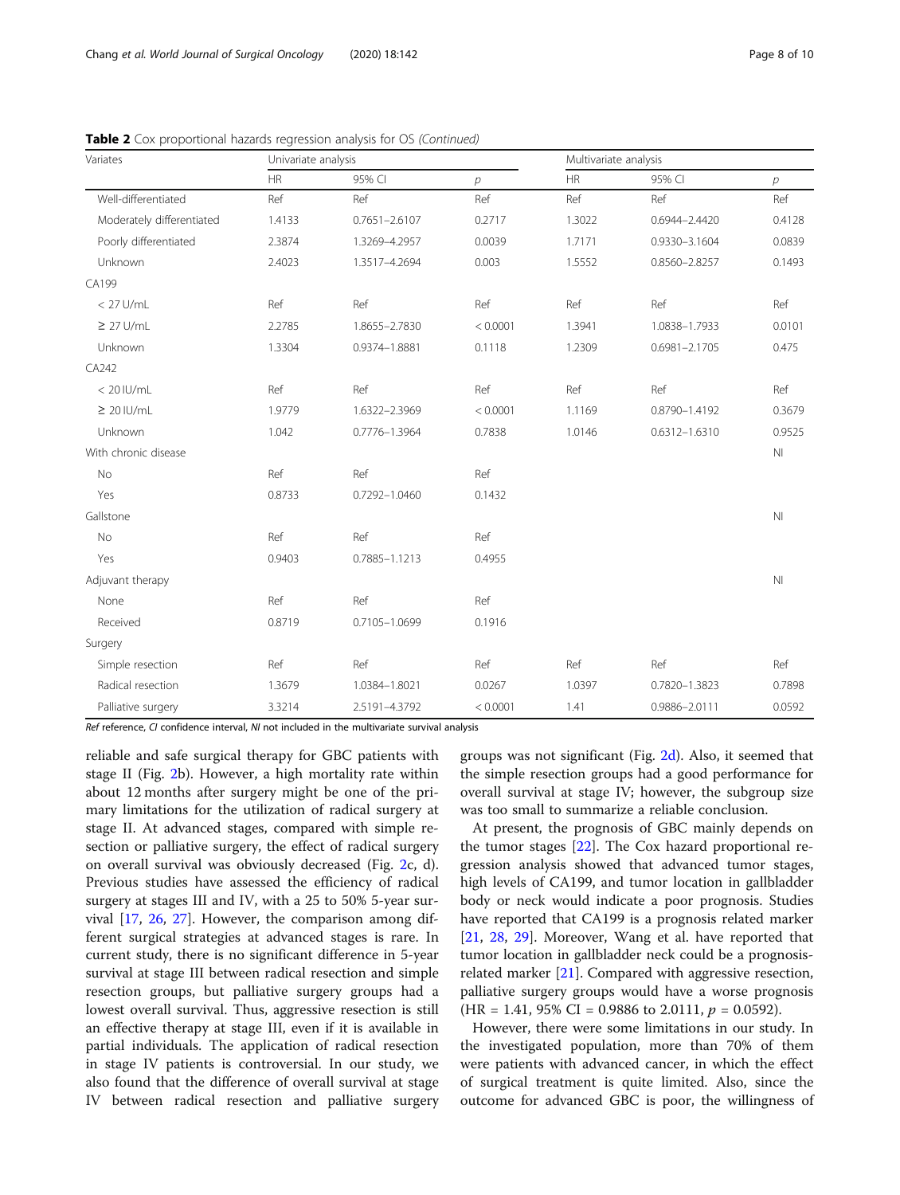**Table 2** Cox proportional hazards regression analysis for OS *(Continued)*

| Variates | Univariate analysis | | | Multivariate analysis | | |
|---|---|---|---|---|---|---|
| | HR | 95% CI | *p* | HR | 95% CI | *p* |
| Well-differentiated | Ref | Ref | Ref | Ref | Ref | Ref |
| Moderately differentiated | 1.4133 | 0.7651–2.6107 | 0.2717 | 1.3022 | 0.6944–2.4420 | 0.4128 |
| Poorly differentiated | 2.3874 | 1.3269–4.2957 | 0.0039 | 1.7171 | 0.9330–3.1604 | 0.0839 |
| Unknown | 2.4023 | 1.3517–4.2694 | 0.003 | 1.5552 | 0.8560–2.8257 | 0.1493 |
| CA199 | | | | | | |
| < 27 U/mL | Ref | Ref | Ref | Ref | Ref | Ref |
| ≥ 27 U/mL | 2.2785 | 1.8655–2.7830 | < 0.0001 | 1.3941 | 1.0838–1.7933 | 0.0101 |
| Unknown | 1.3304 | 0.9374–1.8881 | 0.1118 | 1.2309 | 0.6981–2.1705 | 0.475 |
| CA242 | | | | | | |
| < 20 IU/mL | Ref | Ref | Ref | Ref | Ref | Ref |
| ≥ 20 IU/mL | 1.9779 | 1.6322–2.3969 | < 0.0001 | 1.1169 | 0.8790–1.4192 | 0.3679 |
| Unknown | 1.042 | 0.7776–1.3964 | 0.7838 | 1.0146 | 0.6312–1.6310 | 0.9525 |
| With chronic disease | | | | | | NI |
| No | Ref | Ref | Ref | | | |
| Yes | 0.8733 | 0.7292–1.0460 | 0.1432 | | | |
| Gallstone | | | | | | NI |
| No | Ref | Ref | Ref | | | |
| Yes | 0.9403 | 0.7885–1.1213 | 0.4955 | | | |
| Adjuvant therapy | | | | | | NI |
| None | Ref | Ref | Ref | | | |
| Received | 0.8719 | 0.7105–1.0699 | 0.1916 | | | |
| Surgery | | | | | | |
| Simple resection | Ref | Ref | Ref | Ref | Ref | Ref |
| Radical resection | 1.3679 | 1.0384–1.8021 | 0.0267 | 1.0397 | 0.7820–1.3823 | 0.7898 |
| Palliative surgery | 3.3214 | 2.5191–4.3792 | < 0.0001 | 1.41 | 0.9886–2.0111 | 0.0592 |

*Ref* reference, *CI* confidence interval, *NI* not included in the multivariate survival analysis

reliable and safe surgical therapy for GBC patients with stage II (Fig. 2b). However, a high mortality rate within about 12 months after surgery might be one of the primary limitations for the utilization of radical surgery at stage II. At advanced stages, compared with simple resection or palliative surgery, the effect of radical surgery on overall survival was obviously decreased (Fig. 2c, d). Previous studies have assessed the efficiency of radical surgery at stages III and IV, with a 25 to 50% 5-year survival [17, 26, 27]. However, the comparison among different surgical strategies at advanced stages is rare. In current study, there is no significant difference in 5-year survival at stage III between radical resection and simple resection groups, but palliative surgery groups had a lowest overall survival. Thus, aggressive resection is still an effective therapy at stage III, even if it is available in partial individuals. The application of radical resection in stage IV patients is controversial. In our study, we also found that the difference of overall survival at stage IV between radical resection and palliative surgery groups was not significant (Fig. 2d). Also, it seemed that the simple resection groups had a good performance for overall survival at stage IV; however, the subgroup size was too small to summarize a reliable conclusion.

At present, the prognosis of GBC mainly depends on the tumor stages [22]. The Cox hazard proportional regression analysis showed that advanced tumor stages, high levels of CA199, and tumor location in gallbladder body or neck would indicate a poor prognosis. Studies have reported that CA199 is a prognosis related marker [21, 28, 29]. Moreover, Wang et al. have reported that tumor location in gallbladder neck could be a prognosis-related marker [21]. Compared with aggressive resection, palliative surgery groups would have a worse prognosis (HR = 1.41, 95% CI = 0.9886 to 2.0111, $p = 0.0592$).

However, there were some limitations in our study. In the investigated population, more than 70% of them were patients with advanced cancer, in which the effect of surgical treatment is quite limited. Also, since the outcome for advanced GBC is poor, the willingness of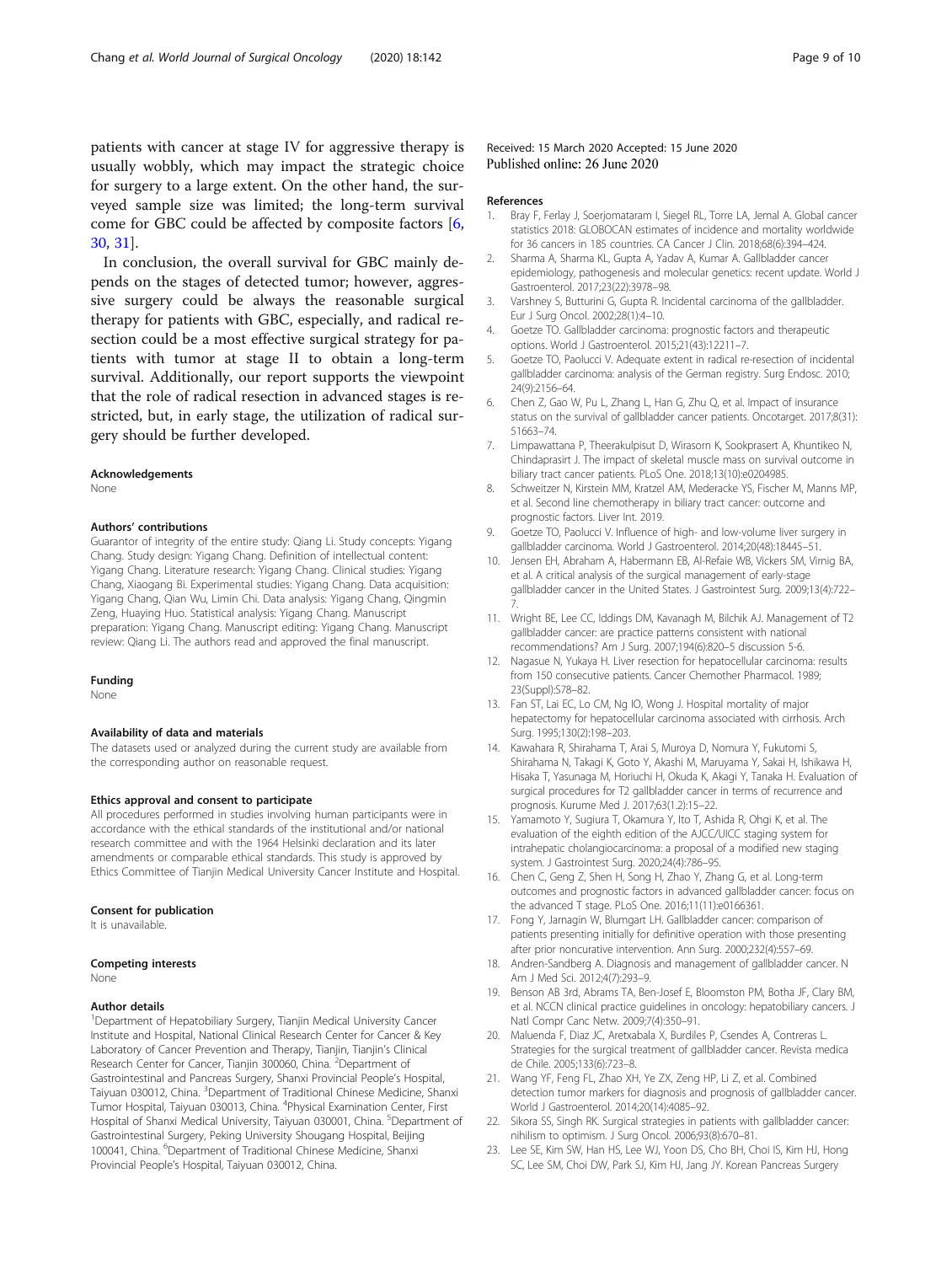patients with cancer at stage IV for aggressive therapy is usually wobbly, which may impact the strategic choice for surgery to a large extent. On the other hand, the surveyed sample size was limited; the long-term survival come for GBC could be affected by composite factors [6, 30, 31].

In conclusion, the overall survival for GBC mainly depends on the stages of detected tumor; however, aggressive surgery could be always the reasonable surgical therapy for patients with GBC, especially, and radical resection could be a most effective surgical strategy for patients with tumor at stage II to obtain a long-term survival. Additionally, our report supports the viewpoint that the role of radical resection in advanced stages is restricted, but, in early stage, the utilization of radical surgery should be further developed.

#### Acknowledgements

None

#### Authors' contributions

Guarantor of integrity of the entire study: Qiang Li. Study concepts: Yigang Chang. Study design: Yigang Chang. Definition of intellectual content: Yigang Chang. Literature research: Yigang Chang. Clinical studies: Yigang Chang, Xiaogang Bi. Experimental studies: Yigang Chang. Data acquisition: Yigang Chang, Qian Wu, Limin Chi. Data analysis: Yigang Chang, Qingmin Zeng, Huaying Huo. Statistical analysis: Yigang Chang. Manuscript preparation: Yigang Chang. Manuscript editing: Yigang Chang. Manuscript review: Qiang Li. The authors read and approved the final manuscript.

#### Funding

None

#### Availability of data and materials

The datasets used or analyzed during the current study are available from the corresponding author on reasonable request.

#### Ethics approval and consent to participate

All procedures performed in studies involving human participants were in accordance with the ethical standards of the institutional and/or national research committee and with the 1964 Helsinki declaration and its later amendments or comparable ethical standards. This study is approved by Ethics Committee of Tianjin Medical University Cancer Institute and Hospital.

#### Consent for publication

It is unavailable.

#### Competing interests

None

#### Author details

[1]Department of Hepatobiliary Surgery, Tianjin Medical University Cancer Institute and Hospital, National Clinical Research Center for Cancer & Key Laboratory of Cancer Prevention and Therapy, Tianjin, Tianjin's Clinical Research Center for Cancer, Tianjin 300060, China. [2]Department of Gastrointestinal and Pancreas Surgery, Shanxi Provincial People's Hospital, Taiyuan 030012, China. [3]Department of Traditional Chinese Medicine, Shanxi Tumor Hospital, Taiyuan 030013, China. [4]Physical Examination Center, First Hospital of Shanxi Medical University, Taiyuan 030001, China. [5]Department of Gastrointestinal Surgery, Peking University Shougang Hospital, Beijing 100041, China. [6]Department of Traditional Chinese Medicine, Shanxi Provincial People's Hospital, Taiyuan 030012, China.

Received: 15 March 2020 Accepted: 15 June 2020
Published online: 26 June 2020

#### References

1. Bray F, Ferlay J, Soerjomataram I, Siegel RL, Torre LA, Jemal A. Global cancer statistics 2018: GLOBOCAN estimates of incidence and mortality worldwide for 36 cancers in 185 countries. CA Cancer J Clin. 2018;68(6):394–424.
2. Sharma A, Sharma KL, Gupta A, Yadav A, Kumar A. Gallbladder cancer epidemiology, pathogenesis and molecular genetics: recent update. World J Gastroenterol. 2017;23(22):3978–98.
3. Varshney S, Butturini G, Gupta R. Incidental carcinoma of the gallbladder. Eur J Surg Oncol. 2002;28(1):4–10.
4. Goetze TO. Gallbladder carcinoma: prognostic factors and therapeutic options. World J Gastroenterol. 2015;21(43):12211–7.
5. Goetze TO, Paolucci V. Adequate extent in radical re-resection of incidental gallbladder carcinoma: analysis of the German registry. Surg Endosc. 2010; 24(9):2156–64.
6. Chen Z, Gao W, Pu L, Zhang L, Han G, Zhu Q, et al. Impact of insurance status on the survival of gallbladder cancer patients. Oncotarget. 2017;8(31): 51663–74.
7. Limpawattana P, Theerakulpisut D, Wirasorn K, Sookprasert A, Khuntikeo N, Chindaprasirt J. The impact of skeletal muscle mass on survival outcome in biliary tract cancer patients. PLoS One. 2018;13(10):e0204985.
8. Schweitzer N, Kirstein MM, Kratzel AM, Mederacke YS, Fischer M, Manns MP, et al. Second line chemotherapy in biliary tract cancer: outcome and prognostic factors. Liver Int. 2019.
9. Goetze TO, Paolucci V. Influence of high- and low-volume liver surgery in gallbladder carcinoma. World J Gastroenterol. 2014;20(48):18445–51.
10. Jensen EH, Abraham A, Habermann EB, Al-Refaie WB, Vickers SM, Virnig BA, et al. A critical analysis of the surgical management of early-stage gallbladder cancer in the United States. J Gastrointest Surg. 2009;13(4):722–7.
11. Wright BE, Lee CC, Iddings DM, Kavanagh M, Bilchik AJ. Management of T2 gallbladder cancer: are practice patterns consistent with national recommendations? Am J Surg. 2007;194(6):820–5 discussion 5-6.
12. Nagasue N, Yukaya H. Liver resection for hepatocellular carcinoma: results from 150 consecutive patients. Cancer Chemother Pharmacol. 1989; 23(Suppl):S78–82.
13. Fan ST, Lai EC, Lo CM, Ng IO, Wong J. Hospital mortality of major hepatectomy for hepatocellular carcinoma associated with cirrhosis. Arch Surg. 1995;130(2):198–203.
14. Kawahara R, Shirahama T, Arai S, Muroya D, Nomura Y, Fukutomi S, Shirahama N, Takagi K, Goto Y, Akashi M, Maruyama Y, Sakai H, Ishikawa H, Hisaka T, Yasunaga M, Horiuchi H, Okuda K, Akagi Y, Tanaka H. Evaluation of surgical procedures for T2 gallbladder cancer in terms of recurrence and prognosis. Kurume Med J. 2017;63(1.2):15–22.
15. Yamamoto Y, Sugiura T, Okamura Y, Ito T, Ashida R, Ohgi K, et al. The evaluation of the eighth edition of the AJCC/UICC staging system for intrahepatic cholangiocarcinoma: a proposal of a modified new staging system. J Gastrointest Surg. 2020;24(4):786–95.
16. Chen C, Geng Z, Shen H, Song H, Zhao Y, Zhang G, et al. Long-term outcomes and prognostic factors in advanced gallbladder cancer: focus on the advanced T stage. PLoS One. 2016;11(11):e0166361.
17. Fong Y, Jarnagin W, Blumgart LH. Gallbladder cancer: comparison of patients presenting initially for definitive operation with those presenting after prior noncurative intervention. Ann Surg. 2000;232(4):557–69.
18. Andren-Sandberg A. Diagnosis and management of gallbladder cancer. N Am J Med Sci. 2012;4(7):293–9.
19. Benson AB 3rd, Abrams TA, Ben-Josef E, Bloomston PM, Botha JF, Clary BM, et al. NCCN clinical practice guidelines in oncology: hepatobiliary cancers. J Natl Compr Canc Netw. 2009;7(4):350–91.
20. Maluenda F, Diaz JC, Aretxabala X, Burdiles P, Csendes A, Contreras L. Strategies for the surgical treatment of gallbladder cancer. Revista medica de Chile. 2005;133(6):723–8.
21. Wang YF, Feng FL, Zhao XH, Ye ZX, Zeng HP, Li Z, et al. Combined detection tumor markers for diagnosis and prognosis of gallbladder cancer. World J Gastroenterol. 2014;20(14):4085–92.
22. Sikora SS, Singh RK. Surgical strategies in patients with gallbladder cancer: nihilism to optimism. J Surg Oncol. 2006;93(8):670–81.
23. Lee SE, Kim SW, Han HS, Lee WJ, Yoon DS, Cho BH, Choi IS, Kim HJ, Hong SC, Lee SM, Choi DW, Park SJ, Kim HJ, Jang JY. Korean Pancreas Surgery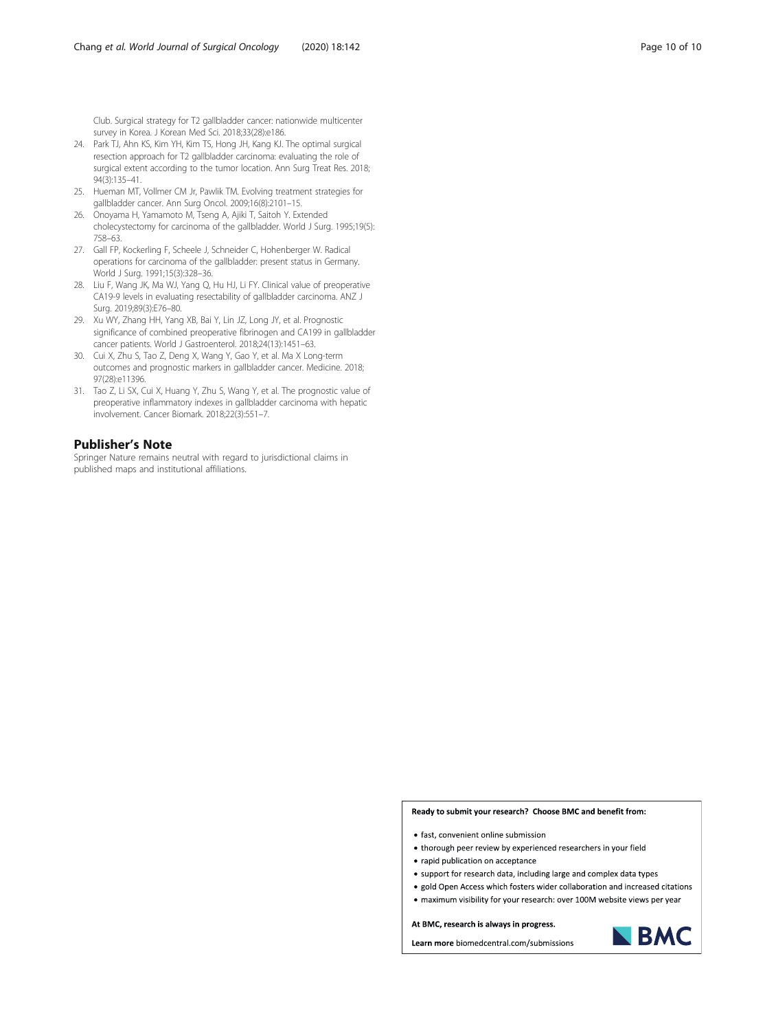Club. Surgical strategy for T2 gallbladder cancer: nationwide multicenter survey in Korea. J Korean Med Sci. 2018;33(28):e186.

24. Park TJ, Ahn KS, Kim YH, Kim TS, Hong JH, Kang KJ. The optimal surgical resection approach for T2 gallbladder carcinoma: evaluating the role of surgical extent according to the tumor location. Ann Surg Treat Res. 2018; 94(3):135–41.
25. Hueman MT, Vollmer CM Jr, Pawlik TM. Evolving treatment strategies for gallbladder cancer. Ann Surg Oncol. 2009;16(8):2101–15.
26. Onoyama H, Yamamoto M, Tseng A, Ajiki T, Saitoh Y. Extended cholecystectomy for carcinoma of the gallbladder. World J Surg. 1995;19(5): 758–63.
27. Gall FP, Kockerling F, Scheele J, Schneider C, Hohenberger W. Radical operations for carcinoma of the gallbladder: present status in Germany. World J Surg. 1991;15(3):328–36.
28. Liu F, Wang JK, Ma WJ, Yang Q, Hu HJ, Li FY. Clinical value of preoperative CA19-9 levels in evaluating resectability of gallbladder carcinoma. ANZ J Surg. 2019;89(3):E76–80.
29. Xu WY, Zhang HH, Yang XB, Bai Y, Lin JZ, Long JY, et al. Prognostic significance of combined preoperative fibrinogen and CA199 in gallbladder cancer patients. World J Gastroenterol. 2018;24(13):1451–63.
30. Cui X, Zhu S, Tao Z, Deng X, Wang Y, Gao Y, et al. Ma X Long-term outcomes and prognostic markers in gallbladder cancer. Medicine. 2018; 97(28):e11396.
31. Tao Z, Li SX, Cui X, Huang Y, Zhu S, Wang Y, et al. The prognostic value of preoperative inflammatory indexes in gallbladder carcinoma with hepatic involvement. Cancer Biomark. 2018;22(3):551–7.

## Publisher's Note

Springer Nature remains neutral with regard to jurisdictional claims in published maps and institutional affiliations.

**Ready to submit your research? Choose BMC and benefit from:**

- fast, convenient online submission
- thorough peer review by experienced researchers in your field
- rapid publication on acceptance
- support for research data, including large and complex data types
- gold Open Access which fosters wider collaboration and increased citations
- maximum visibility for your research: over 100M website views per year

**At BMC, research is always in progress.**

**Learn more** biomedcentral.com/submissions